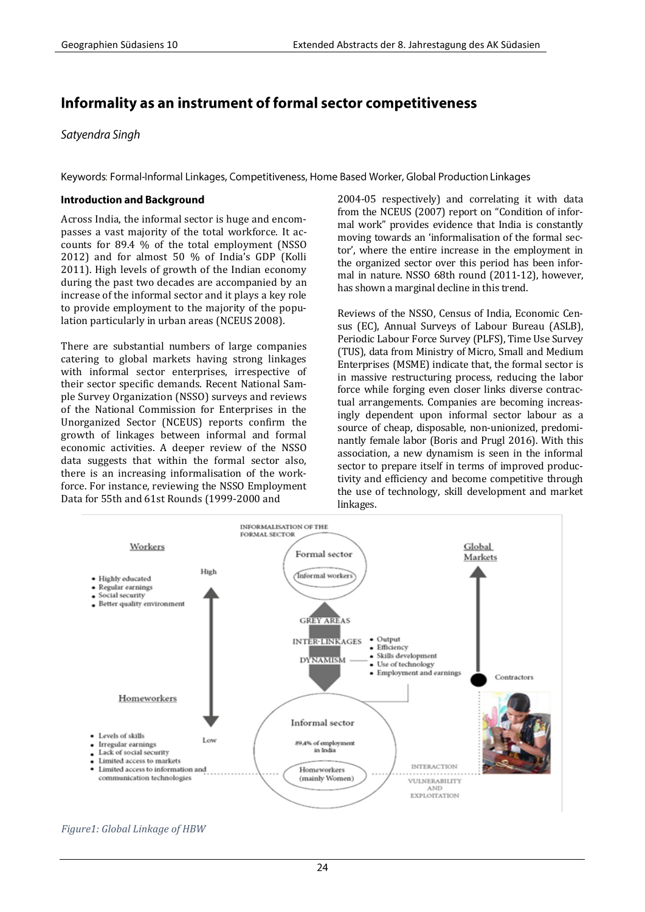# Informality as an instrument of formal sector competitiveness

*Satyendra Singh*

Keywords: Formal-Informal Linkages, Competitiveness, Home Based Worker, Global Production Linkages

## Introduction and Background

Across India, the informal sector is huge and encompasses a vast majority of the total workforce. It accounts for 89.4 % of the total employment (NSSO 2012) and for almost 50 % of India's GDP (Kolli 2011). High levels of growth of the Indian economy during the past two decades are accompanied by an increase of the informal sector and it plays a key role to provide employment to the majority of the population particularly in urban areas (NCEUS 2008).

There are substantial numbers of large companies catering to global markets having strong linkages with informal sector enterprises, irrespective of their sector specific demands. Recent National Sample Survey Organization (NSSO) surveys and reviews of the National Commission for Enterprises in the Unorganized Sector (NCEUS) reports confirm the growth of linkages between informal and formal economic activities. A deeper review of the NSSO data suggests that within the formal sector also, there is an increasing informalisation of the workforce. For instance, reviewing the NSSO Employment Data for 55th and 61st Rounds (1999-2000 and 2004-05 respectively) and correlating it with data from the NCEUS (2007) report on "Condition of informal work" provides evidence that India is constantly moving towards an 'informalisation of the formal sector', where the entire increase in the employment in the organized sector over this period has been informal in nature. NSSO 68th round (2011-12), however, has shown a marginal decline in this trend.

Reviews of the NSSO, Census of India, Economic Census (EC), Annual Surveys of Labour Bureau (ASLB), Periodic Labour Force Survey (PLFS), Time Use Survey (TUS), data from Ministry of Micro, Small and Medium Enterprises (MSME) indicate that, the formal sector is in massive restructuring process, reducing the labor force while forging even closer links diverse contractual arrangements. Companies are becoming increasingly dependent upon informal sector labour as a source of cheap, disposable, non-unionized, predominantly female labor (Boris and Prugl 2016). With this association, a new dynamism is seen in the informal sector to prepare itself in terms of improved productivity and efficiency and become competitive through the use of technology, skill development and market linkages.

*Figure1: Global Linkage of HBW*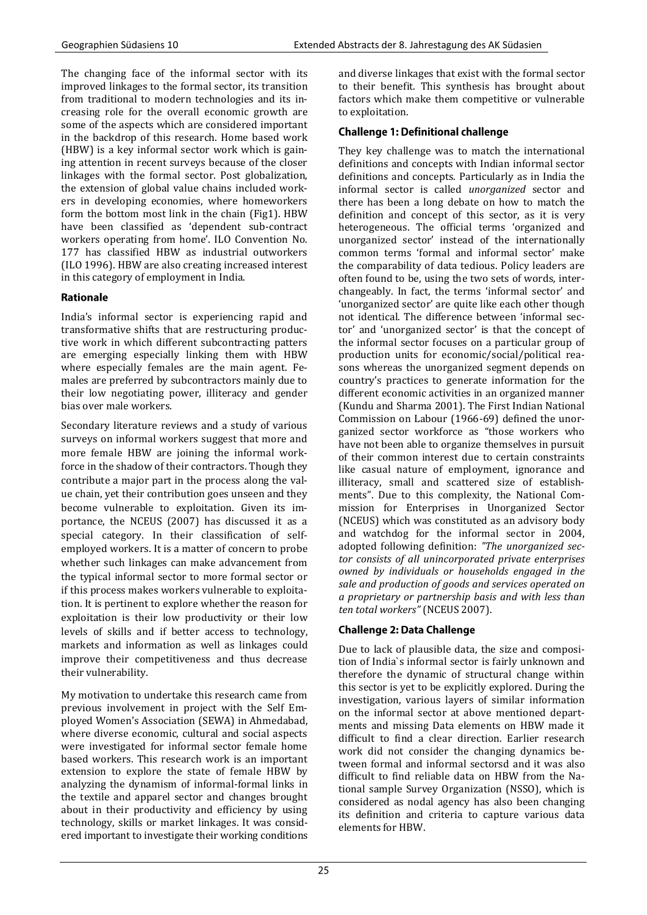The changing face of the informal sector with its improved linkages to the formal sector, its transition from traditional to modern technologies and its increasing role for the overall economic growth are some of the aspects which are considered important in the backdrop of this research. Home based work (HBW) is a key informal sector work which is gaining attention in recent surveys because of the closer linkages with the formal sector. Post globalization, the extension of global value chains included workers in developing economies, where homeworkers form the bottom most link in the chain (Fig1). HBW have been classified as 'dependent sub-contract workers operating from home'. ILO Convention No. 177 has classified HBW as industrial outworkers (ILO 1996). HBW are also creating increased interest in this category of employment in India.

## Rationale

India's informal sector is experiencing rapid and transformative shifts that are restructuring productive work in which different subcontracting patters are emerging especially linking them with HBW where especially females are the main agent. Females are preferred by subcontractors mainly due to their low negotiating power, illiteracy and gender bias over male workers.

Secondary literature reviews and a study of various surveys on informal workers suggest that more and more female HBW are joining the informal workforce in the shadow of their contractors. Though they contribute a major part in the process along the value chain, yet their contribution goes unseen and they become vulnerable to exploitation. Given its importance, the NCEUS (2007) has discussed it as a special category. In their classification of self-employed workers. It is a matter of concern to probe whether such linkages can make advancement from the typical informal sector to more formal sector or if this process makes workers vulnerable to exploitation. It is pertinent to explore whether the reason for exploitation is their low productivity or their low levels of skills and if better access to technology, markets and information as well as linkages could improve their competitiveness and thus decrease their vulnerability.

My motivation to undertake this research came from previous involvement in project with the Self Employed Women's Association (SEWA) in Ahmedabad, where diverse economic, cultural and social aspects were investigated for informal sector female home based workers. This research work is an important extension to explore the state of female HBW by analyzing the dynamism of informal-formal links in the textile and apparel sector and changes brought about in their productivity and efficiency by using technology, skills or market linkages. It was considered important to investigate their working conditions and diverse linkages that exist with the formal sector to their benefit. This synthesis has brought about factors which make them competitive or vulnerable to exploitation.

## Challenge 1: Definitional challenge

They key challenge was to match the international definitions and concepts with Indian informal sector definitions and concepts. Particularly as in India the informal sector is called *unorganized* sector and there has been a long debate on how to match the definition and concept of this sector, as it is very heterogeneous. The official terms 'organized and unorganized sector' instead of the internationally common terms 'formal and informal sector' make the comparability of data tedious. Policy leaders are often found to be, using the two sets of words, interchangeably. In fact, the terms 'informal sector' and 'unorganized sector' are quite like each other though not identical. The difference between 'informal sector' and 'unorganized sector' is that the concept of the informal sector focuses on a particular group of production units for economic/social/political reasons whereas the unorganized segment depends on country's practices to generate information for the different economic activities in an organized manner (Kundu and Sharma 2001). The First Indian National Commission on Labour (1966-69) defined the unorganized sector workforce as "those workers who have not been able to organize themselves in pursuit of their common interest due to certain constraints like casual nature of employment, ignorance and illiteracy, small and scattered size of establishments". Due to this complexity, the National Commission for Enterprises in Unorganized Sector (NCEUS) which was constituted as an advisory body and watchdog for the informal sector in 2004, adopted following definition: *"The unorganized sector consists of all unincorporated private enterprises owned by individuals or households engaged in the sale and production of goods and services operated on a proprietary or partnership basis and with less than ten total workers"* (NCEUS 2007).

## Challenge 2: Data Challenge

Due to lack of plausible data, the size and composition of India`s informal sector is fairly unknown and therefore the dynamic of structural change within this sector is yet to be explicitly explored. During the investigation, various layers of similar information on the informal sector at above mentioned departments and missing Data elements on HBW made it difficult to find a clear direction. Earlier research work did not consider the changing dynamics between formal and informal sectorsd and it was also difficult to find reliable data on HBW from the National sample Survey Organization (NSSO), which is considered as nodal agency has also been changing its definition and criteria to capture various data elements for HBW.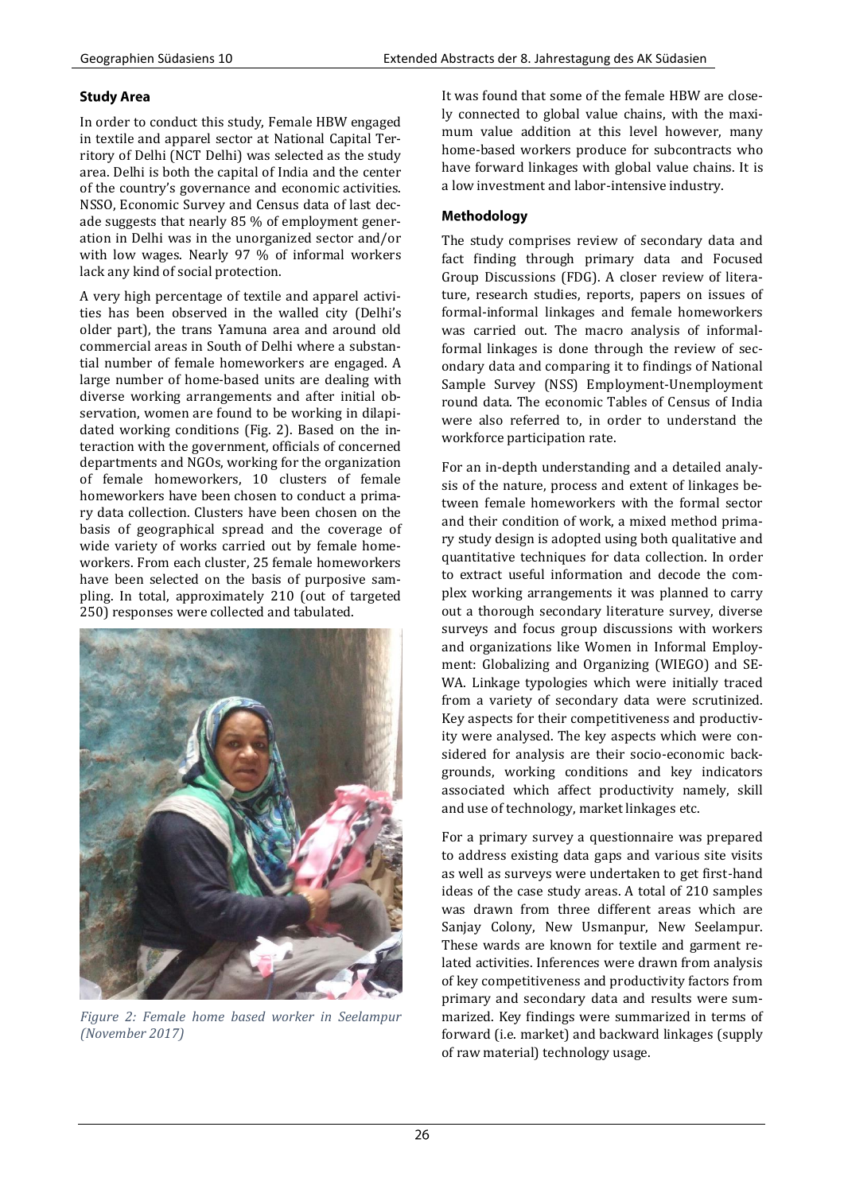### Study Area

In order to conduct this study, Female HBW engaged in textile and apparel sector at National Capital Territory of Delhi (NCT Delhi) was selected as the study area. Delhi is both the capital of India and the center of the country's governance and economic activities. NSSO, Economic Survey and Census data of last decade suggests that nearly 85 % of employment generation in Delhi was in the unorganized sector and/or with low wages. Nearly 97 % of informal workers lack any kind of social protection.

A very high percentage of textile and apparel activities has been observed in the walled city (Delhi's older part), the trans Yamuna area and around old commercial areas in South of Delhi where a substantial number of female homeworkers are engaged. A large number of home-based units are dealing with diverse working arrangements and after initial observation, women are found to be working in dilapidated working conditions (Fig. 2). Based on the interaction with the government, officials of concerned departments and NGOs, working for the organization of female homeworkers, 10 clusters of female homeworkers have been chosen to conduct a primary data collection. Clusters have been chosen on the basis of geographical spread and the coverage of wide variety of works carried out by female homeworkers. From each cluster, 25 female homeworkers have been selected on the basis of purposive sampling. In total, approximately 210 (out of targeted 250) responses were collected and tabulated.

*Figure 2: Female home based worker in Seelampur (November 2017)*

It was found that some of the female HBW are closely connected to global value chains, with the maximum value addition at this level however, many home-based workers produce for subcontracts who have forward linkages with global value chains. It is a low investment and labor-intensive industry.

### Methodology

The study comprises review of secondary data and fact finding through primary data and Focused Group Discussions (FDG). A closer review of literature, research studies, reports, papers on issues of formal-informal linkages and female homeworkers was carried out. The macro analysis of informal-formal linkages is done through the review of secondary data and comparing it to findings of National Sample Survey (NSS) Employment-Unemployment round data. The economic Tables of Census of India were also referred to, in order to understand the workforce participation rate.

For an in-depth understanding and a detailed analysis of the nature, process and extent of linkages between female homeworkers with the formal sector and their condition of work, a mixed method primary study design is adopted using both qualitative and quantitative techniques for data collection. In order to extract useful information and decode the complex working arrangements it was planned to carry out a thorough secondary literature survey, diverse surveys and focus group discussions with workers and organizations like Women in Informal Employment: Globalizing and Organizing (WIEGO) and SEWA. Linkage typologies which were initially traced from a variety of secondary data were scrutinized. Key aspects for their competitiveness and productivity were analysed. The key aspects which were considered for analysis are their socio-economic backgrounds, working conditions and key indicators associated which affect productivity namely, skill and use of technology, market linkages etc.

For a primary survey a questionnaire was prepared to address existing data gaps and various site visits as well as surveys were undertaken to get first-hand ideas of the case study areas. A total of 210 samples was drawn from three different areas which are Sanjay Colony, New Usmanpur, New Seelampur. These wards are known for textile and garment related activities. Inferences were drawn from analysis of key competitiveness and productivity factors from primary and secondary data and results were summarized. Key findings were summarized in terms of forward (i.e. market) and backward linkages (supply of raw material) technology usage.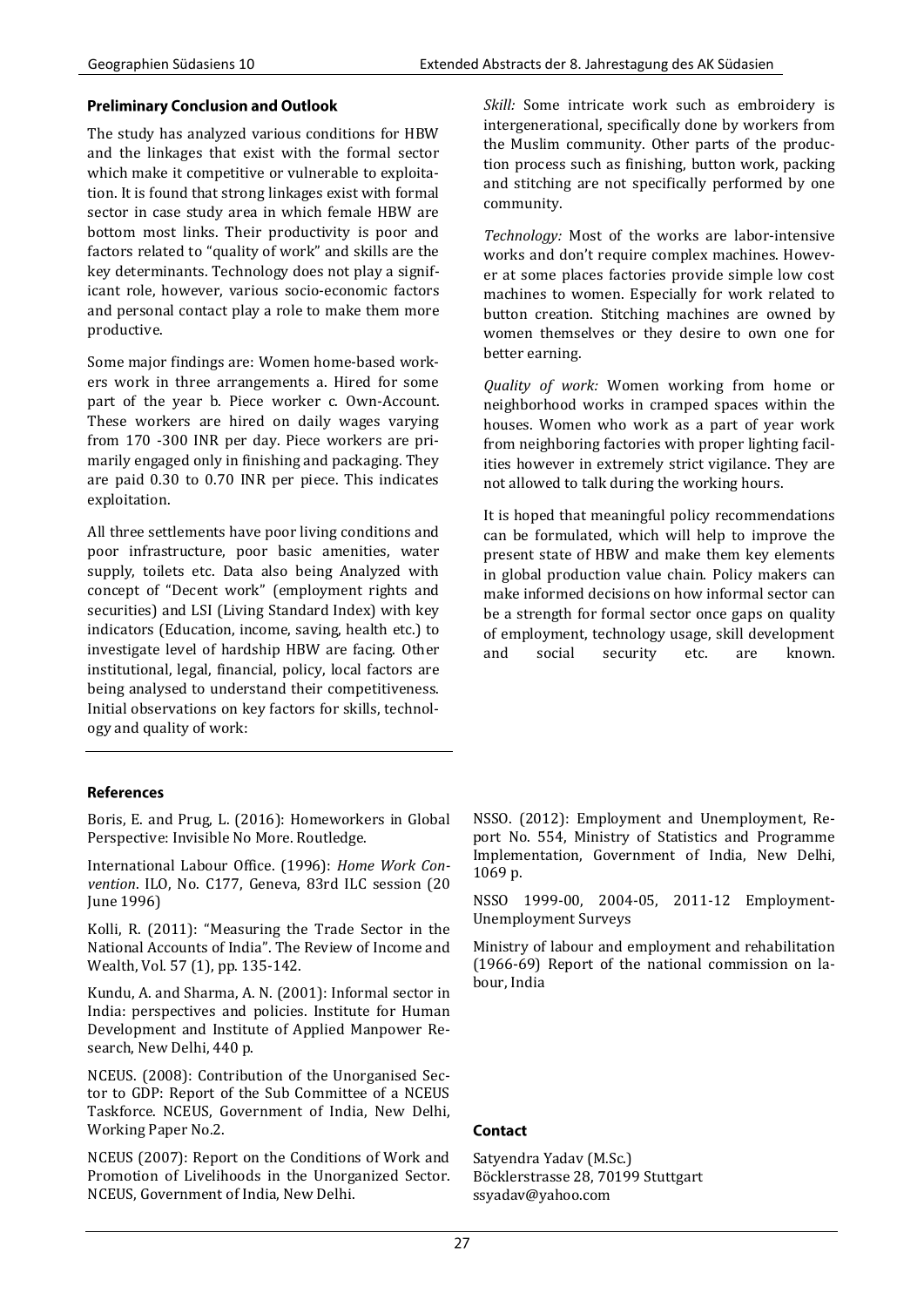### Preliminary Conclusion and Outlook

The study has analyzed various conditions for HBW and the linkages that exist with the formal sector which make it competitive or vulnerable to exploitation. It is found that strong linkages exist with formal sector in case study area in which female HBW are bottom most links. Their productivity is poor and factors related to "quality of work" and skills are the key determinants. Technology does not play a significant role, however, various socio-economic factors and personal contact play a role to make them more productive.

Some major findings are: Women home-based workers work in three arrangements a. Hired for some part of the year b. Piece worker c. Own-Account. These workers are hired on daily wages varying from 170 -300 INR per day. Piece workers are primarily engaged only in finishing and packaging. They are paid 0.30 to 0.70 INR per piece. This indicates exploitation.

All three settlements have poor living conditions and poor infrastructure, poor basic amenities, water supply, toilets etc. Data also being Analyzed with concept of "Decent work" (employment rights and securities) and LSI (Living Standard Index) with key indicators (Education, income, saving, health etc.) to investigate level of hardship HBW are facing. Other institutional, legal, financial, policy, local factors are being analysed to understand their competitiveness. Initial observations on key factors for skills, technology and quality of work:

*Skill:* Some intricate work such as embroidery is intergenerational, specifically done by workers from the Muslim community. Other parts of the production process such as finishing, button work, packing and stitching are not specifically performed by one community.

*Technology:* Most of the works are labor-intensive works and don't require complex machines. However at some places factories provide simple low cost machines to women. Especially for work related to button creation. Stitching machines are owned by women themselves or they desire to own one for better earning.

*Quality of work:* Women working from home or neighborhood works in cramped spaces within the houses. Women who work as a part of year work from neighboring factories with proper lighting facilities however in extremely strict vigilance. They are not allowed to talk during the working hours.

It is hoped that meaningful policy recommendations can be formulated, which will help to improve the present state of HBW and make them key elements in global production value chain. Policy makers can make informed decisions on how informal sector can be a strength for formal sector once gaps on quality of employment, technology usage, skill development and social security etc. are known.

### References

Boris, E. and Prug, L. (2016): Homeworkers in Global Perspective: Invisible No More. Routledge.

International Labour Office. (1996): *Home Work Convention*. ILO, No. C177, Geneva, 83rd ILC session (20 June 1996)

Kolli, R. (2011): "Measuring the Trade Sector in the National Accounts of India". The Review of Income and Wealth, Vol. 57 (1), pp. 135-142.

Kundu, A. and Sharma, A. N. (2001): Informal sector in India: perspectives and policies. Institute for Human Development and Institute of Applied Manpower Research, New Delhi, 440 p.

NCEUS. (2008): Contribution of the Unorganised Sector to GDP: Report of the Sub Committee of a NCEUS Taskforce. NCEUS, Government of India, New Delhi, Working Paper No.2.

NCEUS (2007): Report on the Conditions of Work and Promotion of Livelihoods in the Unorganized Sector. NCEUS, Government of India, New Delhi.

NSSO. (2012): Employment and Unemployment, Report No. 554, Ministry of Statistics and Programme Implementation, Government of India, New Delhi, 1069 p.

NSSO 1999-00, 2004-05, 2011-12 Employment-Unemployment Surveys

Ministry of labour and employment and rehabilitation (1966-69) Report of the national commission on labour, India

### Contact

Satyendra Yadav (M.Sc.)
Böcklerstrasse 28, 70199 Stuttgart
ssyadav@yahoo.com